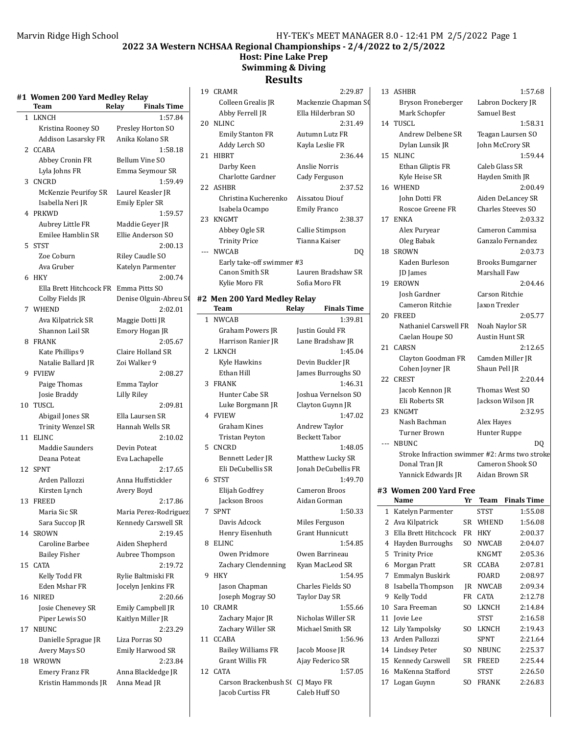## 2022 3A Western NCHSAA Regional Championships - 2/4/2022 to 2/5/2022

### Host: Pine Lake Prep

### Swimming & Diving

### Results

#### #1 Women 200 Yard Medley Relay

| | Team | Relay | Finals Time |
|---|---|---|---|
| 1 | LKNCH | | 1:57.84 |
| | Kristina Rooney SO | Presley Horton SO | |
| | Addison Lasarsky FR | Anika Kolano SR | |
| 2 | CCABA | | 1:58.18 |
| | Abbey Cronin FR | Bellum Vine SO | |
| | Lyla Johns FR | Emma Seymour SR | |
| 3 | CNCRD | | 1:59.49 |
| | McKenzie Peurifoy SR | Laurel Keasler JR | |
| | Isabella Neri JR | Emily Epler SR | |
| 4 | PRKWD | | 1:59.57 |
| | Aubrey Little FR | Maddie Geyer JR | |
| | Emilee Hamblin SR | Ellie Anderson SO | |
| 5 | STST | | 2:00.13 |
| | Zoe Coburn | Riley Caudle SO | |
| | Ava Gruber | Katelyn Parmenter | |
| 6 | HKY | | 2:00.74 |
| | Ella Brett Hitchcock FR | Emma Pitts SO | |
| | Colby Fields JR | Denise Olguin-Abreu SO | |
| 7 | WHEND | | 2:02.01 |
| | Ava Kilpatrick SR | Maggie Dotti JR | |
| | Shannon Lail SR | Emory Hogan JR | |
| 8 | FRANK | | 2:05.67 |
| | Kate Phillips 9 | Claire Holland SR | |
| | Natalie Ballard JR | Zoi Walker 9 | |
| 9 | FVIEW | | 2:08.27 |
| | Paige Thomas | Emma Taylor | |
| | Josie Braddy | Lilly Riley | |
| 10 | TUSCL | | 2:09.81 |
| | Abigail Jones SR | Ella Laursen SR | |
| | Trinity Wenzel SR | Hannah Wells SR | |
| 11 | ELINC | | 2:10.02 |
| | Maddie Saunders | Devin Poteat | |
| | Deana Poteat | Eva Lachapelle | |
| 12 | SPNT | | 2:17.65 |
| | Arden Pallozzi | Anna Huffstickler | |
| | Kirsten Lynch | Avery Boyd | |
| 13 | FREED | | 2:17.86 |
| | Maria Sic SR | Maria Perez-Rodriguez | |
| | Sara Succop JR | Kennedy Carswell SR | |
| 14 | SROWN | | 2:19.45 |
| | Caroline Barbee | Aiden Shepherd | |
| | Bailey Fisher | Aubree Thompson | |
| 15 | CATA | | 2:19.72 |
| | Kelly Todd FR | Rylie Baltmiski FR | |
| | Eden Mshar FR | Jocelyn Jenkins FR | |
| 16 | NIRED | | 2:20.66 |
| | Josie Chenevey SR | Emily Campbell JR | |
| | Piper Lewis SO | Kaitlyn Miller JR | |
| 17 | NBUNC | | 2:23.29 |
| | Danielle Sprague JR | Liza Porras SO | |
| | Avery Mays SO | Emily Harwood SR | |
| 18 | WROWN | | 2:23.84 |
| | Emery Franz FR | Anna Blackledge JR | |
| | Kristin Hammonds JR | Anna Mead JR | |
| 19 | CRAMR | | 2:29.87 |
| | Colleen Grealis JR | Mackenzie Chapman SO | |
| | Abby Ferrell JR | Ella Hilderbran SO | |
| 20 | NLINC | | 2:31.49 |
| | Emily Stanton FR | Autumn Lutz FR | |
| | Addy Lerch SO | Kayla Leslie FR | |
| 21 | HIBRT | | 2:36.44 |
| | Darby Keen | Anslie Norris | |
| | Charlotte Gardner | Cady Ferguson | |
| 22 | ASHBR | | 2:37.52 |
| | Christina Kucherenko | Aissatou Diouf | |
| | Isabela Ocampo | Emily Franco | |
| 23 | KNGMT | | 2:38.37 |
| | Abbey Ogle SR | Callie Stimpson | |
| | Trinity Price | Tianna Kaiser | |
| --- | NWCAB | | DQ |
| | Early take-off swimmer #3 | | |
| | Canon Smith SR | Lauren Bradshaw SR | |
| | Kylie Moro FR | Sofia Moro FR | |

#### #2 Men 200 Yard Medley Relay

| | Team | Relay | Finals Time |
|---|---|---|---|
| 1 | NWCAB | | 1:39.81 |
| | Graham Powers JR | Justin Gould FR | |
| | Harrison Ranier JR | Lane Bradshaw JR | |
| 2 | LKNCH | | 1:45.04 |
| | Kyle Hawkins | Devin Buckler JR | |
| | Ethan Hill | James Burroughs SO | |
| 3 | FRANK | | 1:46.31 |
| | Hunter Cabe SR | Joshua Vernelson SO | |
| | Luke Borgmann JR | Clayton Guynn JR | |
| 4 | FVIEW | | 1:47.02 |
| | Graham Kines | Andrew Taylor | |
| | Tristan Peyton | Beckett Tabor | |
| 5 | CNCRD | | 1:48.05 |
| | Bennett Leder JR | Matthew Lucky SR | |
| | Eli DeCubellis SR | Jonah DeCubellis FR | |
| 6 | STST | | 1:49.70 |
| | Elijah Godfrey | Cameron Broos | |
| | Jackson Broos | Aidan Gorman | |
| 7 | SPNT | | 1:50.33 |
| | Davis Adcock | Miles Ferguson | |
| | Henry Eisenhuth | Grant Hunnicutt | |
| 8 | ELINC | | 1:54.85 |
| | Owen Pridmore | Owen Barrineau | |
| | Zachary Clendenning | Kyan MacLeod SR | |
| 9 | HKY | | 1:54.95 |
| | Jason Chapman | Charles Fields SO | |
| | Joseph Mogray SO | Taylor Day SR | |
| 10 | CRAMR | | 1:55.66 |
| | Zachary Major JR | Nicholas Willer SR | |
| | Zachary Willer SR | Michael Smith SR | |
| 11 | CCABA | | 1:56.96 |
| | Bailey Williams FR | Jacob Moose JR | |
| | Grant Willis FR | Ajay Federico SR | |
| 12 | CATA | | 1:57.05 |
| | Carson Brackenbush SO | CJ Mayo FR | |
| | Jacob Curtiss FR | Caleb Huff SO | |
| 13 | ASHBR | | 1:57.68 |
| | Bryson Froneberger | Labron Dockery JR | |
| | Mark Schopfer | Samuel Best | |
| 14 | TUSCL | | 1:58.31 |
| | Andrew Delbene SR | Teagan Laursen SO | |
| | Dylan Lunsik JR | John McCrory SR | |
| 15 | NLINC | | 1:59.44 |
| | Ethan Gliptis FR | Caleb Glass SR | |
| | Kyle Heise SR | Hayden Smith JR | |
| 16 | WHEND | | 2:00.49 |
| | John Dotti FR | Aiden DeLancey SR | |
| | Roscoe Greene FR | Charles Steeves SO | |
| 17 | ENKA | | 2:03.32 |
| | Alex Puryear | Cameron Cammisa | |
| | Oleg Babak | Ganzalo Fernandez | |
| 18 | SROWN | | 2:03.73 |
| | Kaden Burleson | Brooks Bumgarner | |
| | JD James | Marshall Faw | |
| 19 | EROWN | | 2:04.46 |
| | Josh Gardner | Carson Ritchie | |
| | Cameron Ritchie | Jaxon Trexler | |
| 20 | FREED | | 2:05.77 |
| | Nathaniel Carswell FR | Noah Naylor SR | |
| | Caelan Houpe SO | Austin Hunt SR | |
| 21 | CARSN | | 2:12.65 |
| | Clayton Goodman FR | Camden Miller JR | |
| | Cohen Joyner JR | Shaun Pell JR | |
| 22 | CREST | | 2:20.44 |
| | Jacob Kennon JR | Thomas West SO | |
| | Eli Roberts SR | Jackson Wilson JR | |
| 23 | KNGMT | | 2:32.95 |
| | Nash Bachman | Alex Hayes | |
| | Turner Brown | Hunter Ruppe | |
| --- | NBUNC | | DQ |
| | Stroke Infraction swimmer #2: Arms two stroke | | |
| | Donal Tran JR | Cameron Shook SO | |
| | Yannick Edwards JR | Aidan Brown SR | |

#### #3 Women 200 Yard Free

| | Name | Yr | Team | Finals Time |
|---|---|---|---|---|
| 1 | Katelyn Parmenter | | STST | 1:55.08 |
| 2 | Ava Kilpatrick | SR | WHEND | 1:56.08 |
| 3 | Ella Brett Hitchcock | FR | HKY | 2:00.37 |
| 4 | Hayden Burroughs | SO | NWCAB | 2:04.07 |
| 5 | Trinity Price | | KNGMT | 2:05.36 |
| 6 | Morgan Pratt | SR | CCABA | 2:07.81 |
| 7 | Emmalyn Buskirk | | FOARD | 2:08.97 |
| 8 | Isabella Thompson | JR | NWCAB | 2:09.34 |
| 9 | Kelly Todd | FR | CATA | 2:12.78 |
| 10 | Sara Freeman | SO | LKNCH | 2:14.84 |
| 11 | Jovie Lee | | STST | 2:16.58 |
| 12 | Lily Yampolsky | SO | LKNCH | 2:19.43 |
| 13 | Arden Pallozzi | | SPNT | 2:21.64 |
| 14 | Lindsey Peter | SO | NBUNC | 2:25.37 |
| 15 | Kennedy Carswell | SR | FREED | 2:25.44 |
| 16 | MaKenna Stafford | | STST | 2:26.50 |
| 17 | Logan Guynn | SO | FRANK | 2:26.83 |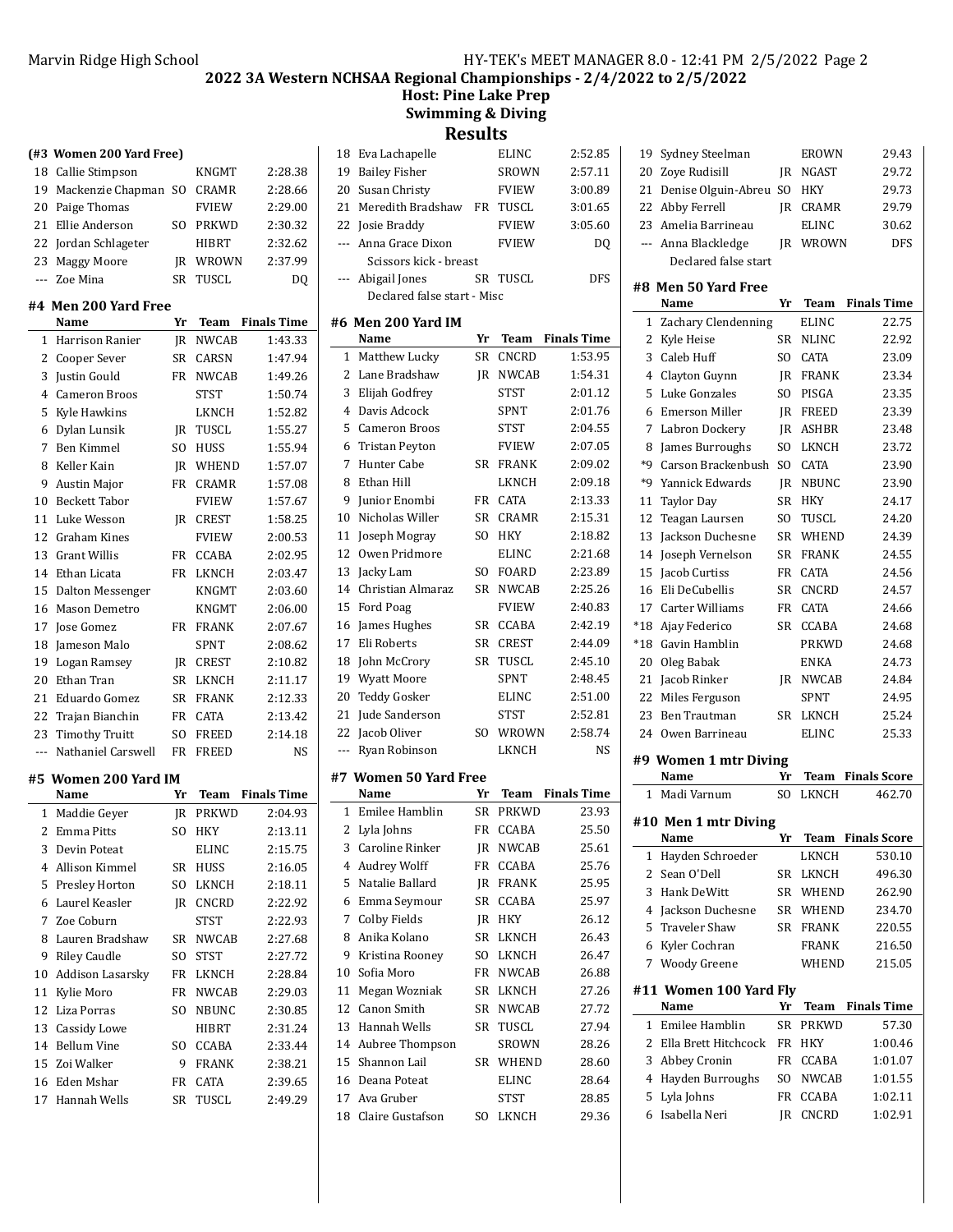## 2022 3A Western NCHSAA Regional Championships - 2/4/2022 to 2/5/2022

**Host: Pine Lake Prep**

**Swimming & Diving**

**Results**

### (#3 Women 200 Yard Free)

| | Name | Yr | Team | Finals Time |
|---|---|---|---|---|
| 18 | Callie Stimpson | | KNGMT | 2:28.38 |
| 19 | Mackenzie Chapman | SO | CRAMR | 2:28.66 |
| 20 | Paige Thomas | | FVIEW | 2:29.00 |
| 21 | Ellie Anderson | SO | PRKWD | 2:30.32 |
| 22 | Jordan Schlageter | | HIBRT | 2:32.62 |
| 23 | Maggy Moore | JR | WROWN | 2:37.99 |
| --- | Zoe Mina | SR | TUSCL | DQ |

### #4 Men 200 Yard Free

| | Name | Yr | Team | Finals Time |
|---|---|---|---|---|
| 1 | Harrison Ranier | JR | NWCAB | 1:43.33 |
| 2 | Cooper Sever | SR | CARSN | 1:47.94 |
| 3 | Justin Gould | FR | NWCAB | 1:49.26 |
| 4 | Cameron Broos | | STST | 1:50.74 |
| 5 | Kyle Hawkins | | LKNCH | 1:52.82 |
| 6 | Dylan Lunsik | JR | TUSCL | 1:55.27 |
| 7 | Ben Kimmel | SO | HUSS | 1:55.94 |
| 8 | Keller Kain | JR | WHEND | 1:57.07 |
| 9 | Austin Major | FR | CRAMR | 1:57.08 |
| 10 | Beckett Tabor | | FVIEW | 1:57.67 |
| 11 | Luke Wesson | JR | CREST | 1:58.25 |
| 12 | Graham Kines | | FVIEW | 2:00.53 |
| 13 | Grant Willis | FR | CCABA | 2:02.95 |
| 14 | Ethan Licata | FR | LKNCH | 2:03.47 |
| 15 | Dalton Messenger | | KNGMT | 2:03.60 |
| 16 | Mason Demetro | | KNGMT | 2:06.00 |
| 17 | Jose Gomez | FR | FRANK | 2:07.67 |
| 18 | Jameson Malo | | SPNT | 2:08.62 |
| 19 | Logan Ramsey | JR | CREST | 2:10.82 |
| 20 | Ethan Tran | SR | LKNCH | 2:11.17 |
| 21 | Eduardo Gomez | SR | FRANK | 2:12.33 |
| 22 | Trajan Bianchin | FR | CATA | 2:13.42 |
| 23 | Timothy Truitt | SO | FREED | 2:14.18 |
| --- | Nathaniel Carswell | FR | FREED | NS |

### #5 Women 200 Yard IM

| | Name | Yr | Team | Finals Time |
|---|---|---|---|---|
| 1 | Maddie Geyer | JR | PRKWD | 2:04.93 |
| 2 | Emma Pitts | SO | HKY | 2:13.11 |
| 3 | Devin Poteat | | ELINC | 2:15.75 |
| 4 | Allison Kimmel | SR | HUSS | 2:16.05 |
| 5 | Presley Horton | SO | LKNCH | 2:18.11 |
| 6 | Laurel Keasler | JR | CNCRD | 2:22.92 |
| 7 | Zoe Coburn | | STST | 2:22.93 |
| 8 | Lauren Bradshaw | SR | NWCAB | 2:27.68 |
| 9 | Riley Caudle | SO | STST | 2:27.72 |
| 10 | Addison Lasarsky | FR | LKNCH | 2:28.84 |
| 11 | Kylie Moro | FR | NWCAB | 2:29.03 |
| 12 | Liza Porras | SO | NBUNC | 2:30.85 |
| 13 | Cassidy Lowe | | HIBRT | 2:31.24 |
| 14 | Bellum Vine | SO | CCABA | 2:33.44 |
| 15 | Zoi Walker | 9 | FRANK | 2:38.21 |
| 16 | Eden Mshar | FR | CATA | 2:39.65 |
| 17 | Hannah Wells | SR | TUSCL | 2:49.29 |
| 18 | Eva Lachapelle | | ELINC | 2:52.85 |
| 19 | Bailey Fisher | | SROWN | 2:57.11 |
| 20 | Susan Christy | | FVIEW | 3:00.89 |
| 21 | Meredith Bradshaw | FR | TUSCL | 3:01.65 |
| 22 | Josie Braddy | | FVIEW | 3:05.60 |
| --- | Anna Grace Dixon | | FVIEW | DQ |
| | Scissors kick - breast | | | |
| --- | Abigail Jones | SR | TUSCL | DFS |
| | Declared false start - Misc | | | |

### #6 Men 200 Yard IM

| | Name | Yr | Team | Finals Time |
|---|---|---|---|---|
| 1 | Matthew Lucky | SR | CNCRD | 1:53.95 |
| 2 | Lane Bradshaw | JR | NWCAB | 1:54.31 |
| 3 | Elijah Godfrey | | STST | 2:01.12 |
| 4 | Davis Adcock | | SPNT | 2:01.76 |
| 5 | Cameron Broos | | STST | 2:04.55 |
| 6 | Tristan Peyton | | FVIEW | 2:07.05 |
| 7 | Hunter Cabe | SR | FRANK | 2:09.02 |
| 8 | Ethan Hill | | LKNCH | 2:09.18 |
| 9 | Junior Enombi | FR | CATA | 2:13.33 |
| 10 | Nicholas Willer | SR | CRAMR | 2:15.31 |
| 11 | Joseph Mogray | SO | HKY | 2:18.82 |
| 12 | Owen Pridmore | | ELINC | 2:21.68 |
| 13 | Jacky Lam | SO | FOARD | 2:23.89 |
| 14 | Christian Almaraz | SR | NWCAB | 2:25.26 |
| 15 | Ford Poag | | FVIEW | 2:40.83 |
| 16 | James Hughes | SR | CCABA | 2:42.19 |
| 17 | Eli Roberts | SR | CREST | 2:44.09 |
| 18 | John McCrory | SR | TUSCL | 2:45.10 |
| 19 | Wyatt Moore | | SPNT | 2:48.45 |
| 20 | Teddy Gosker | | ELINC | 2:51.00 |
| 21 | Jude Sanderson | | STST | 2:52.81 |
| 22 | Jacob Oliver | SO | WROWN | 2:58.74 |
| --- | Ryan Robinson | | LKNCH | NS |

### #7 Women 50 Yard Free

| | Name | Yr | Team | Finals Time |
|---|---|---|---|---|
| 1 | Emilee Hamblin | SR | PRKWD | 23.93 |
| 2 | Lyla Johns | FR | CCABA | 25.50 |
| 3 | Caroline Rinker | JR | NWCAB | 25.61 |
| 4 | Audrey Wolff | FR | CCABA | 25.76 |
| 5 | Natalie Ballard | JR | FRANK | 25.95 |
| 6 | Emma Seymour | SR | CCABA | 25.97 |
| 7 | Colby Fields | JR | HKY | 26.12 |
| 8 | Anika Kolano | SR | LKNCH | 26.43 |
| 9 | Kristina Rooney | SO | LKNCH | 26.47 |
| 10 | Sofia Moro | FR | NWCAB | 26.88 |
| 11 | Megan Wozniak | SR | LKNCH | 27.26 |
| 12 | Canon Smith | SR | NWCAB | 27.72 |
| 13 | Hannah Wells | SR | TUSCL | 27.94 |
| 14 | Aubree Thompson | | SROWN | 28.26 |
| 15 | Shannon Lail | SR | WHEND | 28.60 |
| 16 | Deana Poteat | | ELINC | 28.64 |
| 17 | Ava Gruber | | STST | 28.85 |
| 18 | Claire Gustafson | SO | LKNCH | 29.36 |
| 19 | Sydney Steelman | | EROWN | 29.43 |
| 20 | Zoye Rudisill | JR | NGAST | 29.72 |
| 21 | Denise Olguin-Abreu | SO | HKY | 29.73 |
| 22 | Abby Ferrell | JR | CRAMR | 29.79 |
| 23 | Amelia Barrineau | | ELINC | 30.62 |
| --- | Anna Blackledge | JR | WROWN | DFS |
| | Declared false start | | | |

### #8 Men 50 Yard Free

| | Name | Yr | Team | Finals Time |
|---|---|---|---|---|
| 1 | Zachary Clendenning | | ELINC | 22.75 |
| 2 | Kyle Heise | SR | NLINC | 22.92 |
| 3 | Caleb Huff | SO | CATA | 23.09 |
| 4 | Clayton Guynn | JR | FRANK | 23.34 |
| 5 | Luke Gonzales | SO | PISGA | 23.35 |
| 6 | Emerson Miller | JR | FREED | 23.39 |
| 7 | Labron Dockery | JR | ASHBR | 23.48 |
| 8 | James Burroughs | SO | LKNCH | 23.72 |
| *9 | Carson Brackenbush | SO | CATA | 23.90 |
| *9 | Yannick Edwards | JR | NBUNC | 23.90 |
| 11 | Taylor Day | SR | HKY | 24.17 |
| 12 | Teagan Laursen | SO | TUSCL | 24.20 |
| 13 | Jackson Duchesne | SR | WHEND | 24.39 |
| 14 | Joseph Vernelson | SR | FRANK | 24.55 |
| 15 | Jacob Curtiss | FR | CATA | 24.56 |
| 16 | Eli DeCubellis | SR | CNCRD | 24.57 |
| 17 | Carter Williams | FR | CATA | 24.66 |
| *18 | Ajay Federico | SR | CCABA | 24.68 |
| *18 | Gavin Hamblin | | PRKWD | 24.68 |
| 20 | Oleg Babak | | ENKA | 24.73 |
| 21 | Jacob Rinker | JR | NWCAB | 24.84 |
| 22 | Miles Ferguson | | SPNT | 24.95 |
| 23 | Ben Trautman | SR | LKNCH | 25.24 |
| 24 | Owen Barrineau | | ELINC | 25.33 |

### #9 Women 1 mtr Diving

| | Name | Yr | Team | Finals Score |
|---|---|---|---|---|
| 1 | Madi Varnum | SO | LKNCH | 462.70 |

### #10 Men 1 mtr Diving

| | Name | Yr | Team | Finals Score |
|---|---|---|---|---|
| 1 | Hayden Schroeder | | LKNCH | 530.10 |
| 2 | Sean O'Dell | SR | LKNCH | 496.30 |
| 3 | Hank DeWitt | SR | WHEND | 262.90 |
| 4 | Jackson Duchesne | SR | WHEND | 234.70 |
| 5 | Traveler Shaw | SR | FRANK | 220.55 |
| 6 | Kyler Cochran | | FRANK | 216.50 |
| 7 | Woody Greene | | WHEND | 215.05 |

### #11 Women 100 Yard Fly

| | Name | Yr | Team | Finals Time |
|---|---|---|---|---|
| 1 | Emilee Hamblin | SR | PRKWD | 57.30 |
| 2 | Ella Brett Hitchcock | FR | HKY | 1:00.46 |
| 3 | Abbey Cronin | FR | CCABA | 1:01.07 |
| 4 | Hayden Burroughs | SO | NWCAB | 1:01.55 |
| 5 | Lyla Johns | FR | CCABA | 1:02.11 |
| 6 | Isabella Neri | JR | CNCRD | 1:02.91 |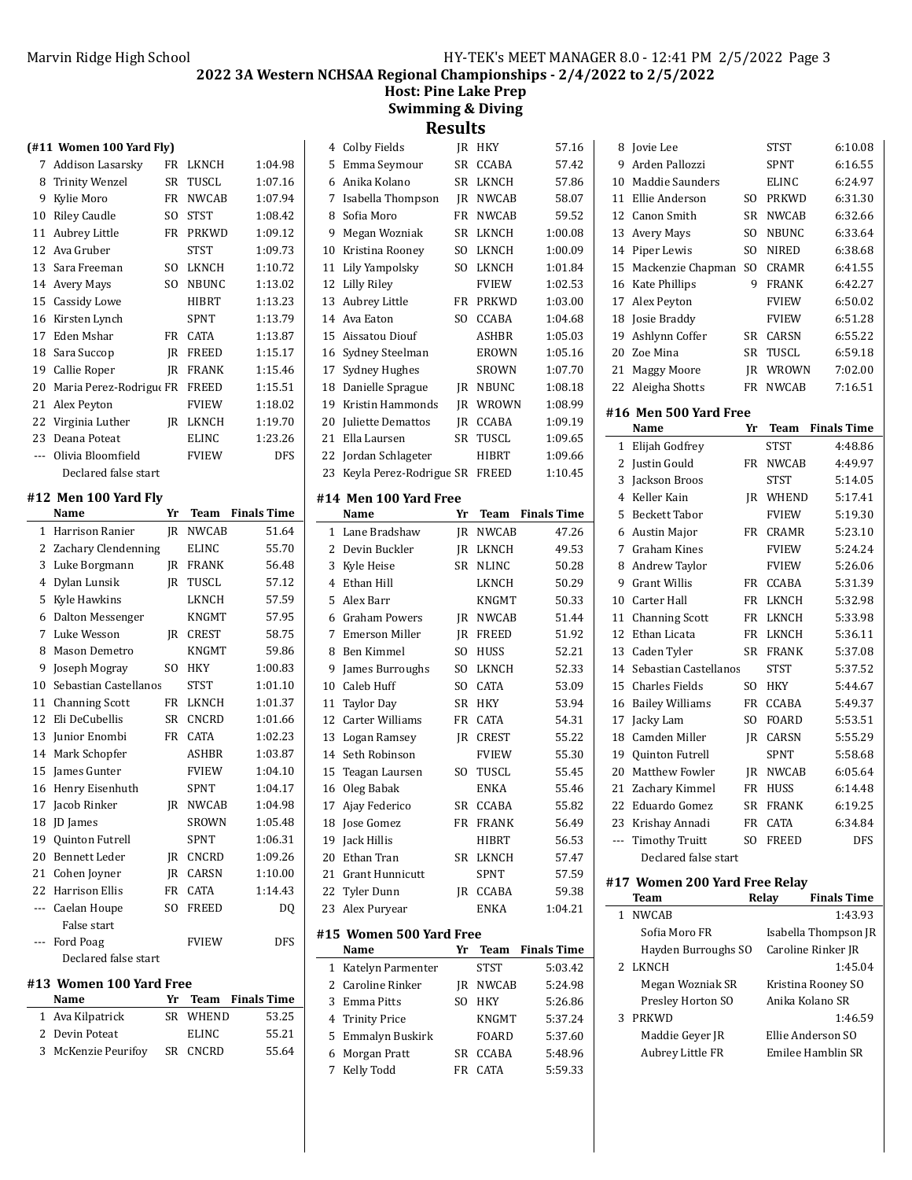## 2022 3A Western NCHSAA Regional Championships - 2/4/2022 to 2/5/2022

**Host: Pine Lake Prep**

**Swimming & Diving**

# Results

### (#11 Women 100 Yard Fly)

| | Name | Yr | Team | Finals Time |
|---|---|---|---|---|
| 7 | Addison Lasarsky | FR | LKNCH | 1:04.98 |
| 8 | Trinity Wenzel | SR | TUSCL | 1:07.16 |
| 9 | Kylie Moro | FR | NWCAB | 1:07.94 |
| 10 | Riley Caudle | SO | STST | 1:08.42 |
| 11 | Aubrey Little | FR | PRKWD | 1:09.12 |
| 12 | Ava Gruber | | STST | 1:09.73 |
| 13 | Sara Freeman | SO | LKNCH | 1:10.72 |
| 14 | Avery Mays | SO | NBUNC | 1:13.02 |
| 15 | Cassidy Lowe | | HIBRT | 1:13.23 |
| 16 | Kirsten Lynch | | SPNT | 1:13.79 |
| 17 | Eden Mshar | FR | CATA | 1:13.87 |
| 18 | Sara Succop | JR | FREED | 1:15.17 |
| 19 | Callie Roper | JR | FRANK | 1:15.46 |
| 20 | Maria Perez-Rodrigu | FR | FREED | 1:15.51 |
| 21 | Alex Peyton | | FVIEW | 1:18.02 |
| 22 | Virginia Luther | JR | LKNCH | 1:19.70 |
| 23 | Deana Poteat | | ELINC | 1:23.26 |
| --- | Olivia Bloomfield | | FVIEW | DFS |
| | Declared false start | | | |

### #12 Men 100 Yard Fly

| | Name | Yr | Team | Finals Time |
|---|---|---|---|---|
| 1 | Harrison Ranier | JR | NWCAB | 51.64 |
| 2 | Zachary Clendenning | | ELINC | 55.70 |
| 3 | Luke Borgmann | JR | FRANK | 56.48 |
| 4 | Dylan Lunsik | JR | TUSCL | 57.12 |
| 5 | Kyle Hawkins | | LKNCH | 57.59 |
| 6 | Dalton Messenger | | KNGMT | 57.95 |
| 7 | Luke Wesson | JR | CREST | 58.75 |
| 8 | Mason Demetro | | KNGMT | 59.86 |
| 9 | Joseph Mogray | SO | HKY | 1:00.83 |
| 10 | Sebastian Castellanos | | STST | 1:01.10 |
| 11 | Channing Scott | FR | LKNCH | 1:01.37 |
| 12 | Eli DeCubellis | SR | CNCRD | 1:01.66 |
| 13 | Junior Enombi | FR | CATA | 1:02.23 |
| 14 | Mark Schopfer | | ASHBR | 1:03.87 |
| 15 | James Gunter | | FVIEW | 1:04.10 |
| 16 | Henry Eisenhuth | | SPNT | 1:04.17 |
| 17 | Jacob Rinker | JR | NWCAB | 1:04.98 |
| 18 | JD James | | SROWN | 1:05.48 |
| 19 | Quinton Futrell | | SPNT | 1:06.31 |
| 20 | Bennett Leder | JR | CNCRD | 1:09.26 |
| 21 | Cohen Joyner | JR | CARSN | 1:10.00 |
| 22 | Harrison Ellis | FR | CATA | 1:14.43 |
| --- | Caelan Houpe | SO | FREED | DQ |
| | False start | | | |
| --- | Ford Poag | | FVIEW | DFS |
| | Declared false start | | | |

### #13 Women 100 Yard Free

| | Name | Yr | Team | Finals Time |
|---|---|---|---|---|
| 1 | Ava Kilpatrick | SR | WHEND | 53.25 |
| 2 | Devin Poteat | | ELINC | 55.21 |
| 3 | McKenzie Peurifoy | SR | CNCRD | 55.64 |
| 4 | Colby Fields | JR | HKY | 57.16 |
| 5 | Emma Seymour | SR | CCABA | 57.42 |
| 6 | Anika Kolano | SR | LKNCH | 57.86 |
| 7 | Isabella Thompson | JR | NWCAB | 58.07 |
| 8 | Sofia Moro | FR | NWCAB | 59.52 |
| 9 | Megan Wozniak | SR | LKNCH | 1:00.08 |
| 10 | Kristina Rooney | SO | LKNCH | 1:00.09 |
| 11 | Lily Yampolsky | SO | LKNCH | 1:01.84 |
| 12 | Lilly Riley | | FVIEW | 1:02.53 |
| 13 | Aubrey Little | FR | PRKWD | 1:03.00 |
| 14 | Ava Eaton | SO | CCABA | 1:04.68 |
| 15 | Aissatou Diouf | | ASHBR | 1:05.03 |
| 16 | Sydney Steelman | | EROWN | 1:05.16 |
| 17 | Sydney Hughes | | SROWN | 1:07.70 |
| 18 | Danielle Sprague | JR | NBUNC | 1:08.18 |
| 19 | Kristin Hammonds | JR | WROWN | 1:08.99 |
| 20 | Juliette Demattos | JR | CCABA | 1:09.19 |
| 21 | Ella Laursen | SR | TUSCL | 1:09.65 |
| 22 | Jordan Schlageter | | HIBRT | 1:09.66 |
| 23 | Keyla Perez-Rodrigue | SR | FREED | 1:10.45 |

### #14 Men 100 Yard Free

| | Name | Yr | Team | Finals Time |
|---|---|---|---|---|
| 1 | Lane Bradshaw | JR | NWCAB | 47.26 |
| 2 | Devin Buckler | JR | LKNCH | 49.53 |
| 3 | Kyle Heise | SR | NLINC | 50.28 |
| 4 | Ethan Hill | | LKNCH | 50.29 |
| 5 | Alex Barr | | KNGMT | 50.33 |
| 6 | Graham Powers | JR | NWCAB | 51.44 |
| 7 | Emerson Miller | JR | FREED | 51.92 |
| 8 | Ben Kimmel | SO | HUSS | 52.21 |
| 9 | James Burroughs | SO | LKNCH | 52.33 |
| 10 | Caleb Huff | SO | CATA | 53.09 |
| 11 | Taylor Day | SR | HKY | 53.94 |
| 12 | Carter Williams | FR | CATA | 54.31 |
| 13 | Logan Ramsey | JR | CREST | 55.22 |
| 14 | Seth Robinson | | FVIEW | 55.30 |
| 15 | Teagan Laursen | SO | TUSCL | 55.45 |
| 16 | Oleg Babak | | ENKA | 55.46 |
| 17 | Ajay Federico | SR | CCABA | 55.82 |
| 18 | Jose Gomez | FR | FRANK | 56.49 |
| 19 | Jack Hillis | | HIBRT | 56.53 |
| 20 | Ethan Tran | SR | LKNCH | 57.47 |
| 21 | Grant Hunnicutt | | SPNT | 57.59 |
| 22 | Tyler Dunn | JR | CCABA | 59.38 |
| 23 | Alex Puryear | | ENKA | 1:04.21 |

### #15 Women 500 Yard Free

| | Name | Yr | Team | Finals Time |
|---|---|---|---|---|
| 1 | Katelyn Parmenter | | STST | 5:03.42 |
| 2 | Caroline Rinker | JR | NWCAB | 5:24.98 |
| 3 | Emma Pitts | SO | HKY | 5:26.86 |
| 4 | Trinity Price | | KNGMT | 5:37.24 |
| 5 | Emmalyn Buskirk | | FOARD | 5:37.60 |
| 6 | Morgan Pratt | SR | CCABA | 5:48.96 |
| 7 | Kelly Todd | FR | CATA | 5:59.33 |
| 8 | Jovie Lee | | STST | 6:10.08 |
| 9 | Arden Pallozzi | | SPNT | 6:16.55 |
| 10 | Maddie Saunders | | ELINC | 6:24.97 |
| 11 | Ellie Anderson | SO | PRKWD | 6:31.30 |
| 12 | Canon Smith | SR | NWCAB | 6:32.66 |
| 13 | Avery Mays | SO | NBUNC | 6:33.64 |
| 14 | Piper Lewis | SO | NIRED | 6:38.68 |
| 15 | Mackenzie Chapman | SO | CRAMR | 6:41.55 |
| 16 | Kate Phillips | 9 | FRANK | 6:42.27 |
| 17 | Alex Peyton | | FVIEW | 6:50.02 |
| 18 | Josie Braddy | | FVIEW | 6:51.28 |
| 19 | Ashlynn Coffer | SR | CARSN | 6:55.22 |
| 20 | Zoe Mina | SR | TUSCL | 6:59.18 |
| 21 | Maggy Moore | JR | WROWN | 7:02.00 |
| 22 | Aleigha Shotts | FR | NWCAB | 7:16.51 |

### #16 Men 500 Yard Free

| | Name | Yr | Team | Finals Time |
|---|---|---|---|---|
| 1 | Elijah Godfrey | | STST | 4:48.86 |
| 2 | Justin Gould | FR | NWCAB | 4:49.97 |
| 3 | Jackson Broos | | STST | 5:14.05 |
| 4 | Keller Kain | JR | WHEND | 5:17.41 |
| 5 | Beckett Tabor | | FVIEW | 5:19.30 |
| 6 | Austin Major | FR | CRAMR | 5:23.10 |
| 7 | Graham Kines | | FVIEW | 5:24.24 |
| 8 | Andrew Taylor | | FVIEW | 5:26.06 |
| 9 | Grant Willis | FR | CCABA | 5:31.39 |
| 10 | Carter Hall | FR | LKNCH | 5:32.98 |
| 11 | Channing Scott | FR | LKNCH | 5:33.98 |
| 12 | Ethan Licata | FR | LKNCH | 5:36.11 |
| 13 | Caden Tyler | SR | FRANK | 5:37.08 |
| 14 | Sebastian Castellanos | | STST | 5:37.52 |
| 15 | Charles Fields | SO | HKY | 5:44.67 |
| 16 | Bailey Williams | FR | CCABA | 5:49.37 |
| 17 | Jacky Lam | SO | FOARD | 5:53.51 |
| 18 | Camden Miller | JR | CARSN | 5:55.29 |
| 19 | Quinton Futrell | | SPNT | 5:58.68 |
| 20 | Matthew Fowler | JR | NWCAB | 6:05.64 |
| 21 | Zachary Kimmel | FR | HUSS | 6:14.48 |
| 22 | Eduardo Gomez | SR | FRANK | 6:19.25 |
| 23 | Krishay Annadi | FR | CATA | 6:34.84 |
| --- | Timothy Truitt | SO | FREED | DFS |
| | Declared false start | | | |

### #17 Women 200 Yard Free Relay

| | Team | Relay | Finals Time |
|---|---|---|---|
| 1 | NWCAB | | 1:43.93 |
| | Sofia Moro FR | Isabella Thompson JR | |
| | Hayden Burroughs SO | Caroline Rinker JR | |
| 2 | LKNCH | | 1:45.04 |
| | Megan Wozniak SR | Kristina Rooney SO | |
| | Presley Horton SO | Anika Kolano SR | |
| 3 | PRKWD | | 1:46.59 |
| | Maddie Geyer JR | Ellie Anderson SO | |
| | Aubrey Little FR | Emilee Hamblin SR | |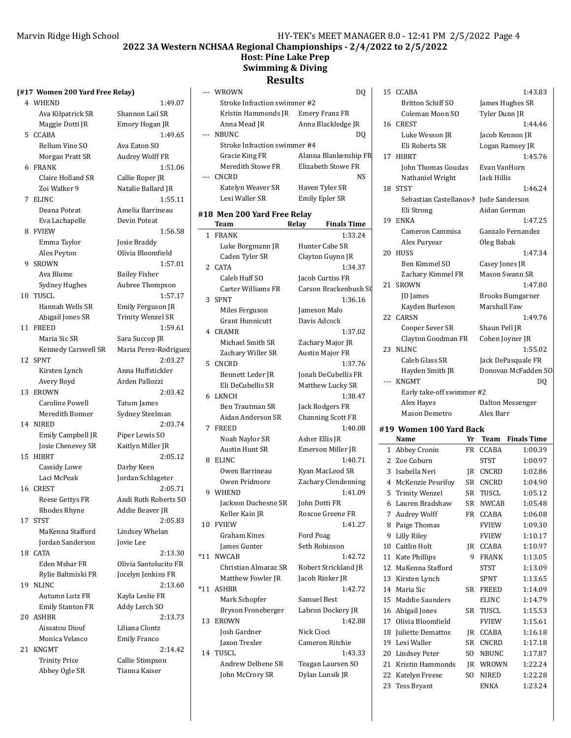# 2022 3A Western NCHSAA Regional Championships - 2/4/2022 to 2/5/2022

## Host: Pine Lake Prep

## Swimming & Diving

## Results

### (#17 Women 200 Yard Free Relay)

| Place | Team | Finals Time |
|---|---|---|
| 4 | WHEND | 1:49.07 |
| | Ava Kilpatrick SR, Shannon Lail SR, Maggie Dotti JR, Emory Hogan JR | |
| 5 | CCABA | 1:49.65 |
| | Bellum Vine SO, Ava Eaton SO, Morgan Pratt SR, Audrey Wolff FR | |
| 6 | FRANK | 1:51.06 |
| | Claire Holland SR, Callie Roper JR, Zoi Walker 9, Natalie Ballard JR | |
| 7 | ELINC | 1:55.11 |
| | Deana Poteat, Amelia Barrineau, Eva Lachapelle, Devin Poteat | |
| 8 | FVIEW | 1:56.58 |
| | Emma Taylor, Josie Braddy, Alex Peyton, Olivia Bloomfield | |
| 9 | SROWN | 1:57.01 |
| | Ava Blume, Bailey Fisher, Sydney Hughes, Aubree Thompson | |
| 10 | TUSCL | 1:57.17 |
| | Hannah Wells SR, Emily Ferguson JR, Abigail Jones SR, Trinity Wenzel SR | |
| 11 | FREED | 1:59.61 |
| | Maria Sic SR, Sara Succop JR, Kennedy Carswell SR, Maria Perez-Rodriguez | |
| 12 | SPNT | 2:03.27 |
| | Kirsten Lynch, Anna Huffstickler, Avery Boyd, Arden Pallozzi | |
| 13 | EROWN | 2:03.42 |
| | Caroline Powell, Tatum James, Meredith Bonner, Sydney Steelman | |
| 14 | NIRED | 2:03.74 |
| | Emily Campbell JR, Piper Lewis SO, Josie Chenevey SR, Kaitlyn Miller JR | |
| 15 | HIBRT | 2:05.12 |
| | Cassidy Lowe, Darby Keen, Laci McPeak, Jordan Schlageter | |
| 16 | CREST | 2:05.71 |
| | Reese Gettys FR, Andi Ruth Roberts SO, Rhodes Rhyne, Addie Beaver JR | |
| 17 | STST | 2:05.83 |
| | MaKenna Stafford, Lindsey Whelan, Jordan Sanderson, Jovie Lee | |
| 18 | CATA | 2:13.30 |
| | Eden Mshar FR, Olivia Santolucito FR, Rylie Baltmiski FR, Jocelyn Jenkins FR | |
| 19 | NLINC | 2:13.60 |
| | Autumn Lutz FR, Kayla Leslie FR, Emily Stanton FR, Addy Lerch SO | |
| 20 | ASHBR | 2:13.73 |
| | Aissatou Diouf, Liliana Clontz, Monica Velasco, Emily Franco | |
| 21 | KNGMT | 2:14.42 |
| | Trinity Price, Callie Stimpson, Abbey Ogle SR, Tianna Kaiser | |
| --- | WROWN | DQ |
| | Stroke Infraction swimmer #2 | |
| | Kristin Hammonds JR, Emery Franz FR, Anna Mead JR, Anna Blackledge JR | |
| --- | NBUNC | DQ |
| | Stroke Infraction swimmer #4 | |
| | Gracie King FR, Alanna Blankenship FR, Meredith Stowe FR, Elizabeth Stowe FR | |
| --- | CNCRD | NS |
| | Katelyn Weaver SR, Haven Tyler SR, Lexi Waller SR, Emily Epler SR | |

### #18 Men 200 Yard Free Relay

| Place | Team | Finals Time |
|---|---|---|
| 1 | FRANK | 1:33.24 |
| | Luke Borgmann JR, Hunter Cabe SR, Caden Tyler SR, Clayton Guynn JR | |
| 2 | CATA | 1:34.37 |
| | Caleb Huff SO, Jacob Curtiss FR, Carter Williams FR, Carson Brackenbush SO | |
| 3 | SPNT | 1:36.16 |
| | Miles Ferguson, Jameson Malo, Grant Hunnicutt, Davis Adcock | |
| 4 | CRAMR | 1:37.02 |
| | Michael Smith SR, Zachary Major JR, Zachary Willer SR, Austin Major FR | |
| 5 | CNCRD | 1:37.76 |
| | Bennett Leder JR, Jonah DeCubellis FR, Eli DeCubellis SR, Matthew Lucky SR | |
| 6 | LKNCH | 1:38.47 |
| | Ben Trautman SR, Jack Rodgers FR, Aidan Anderson SR, Channing Scott FR | |
| 7 | FREED | 1:40.08 |
| | Noah Naylor SR, Asher Ellis JR, Austin Hunt SR, Emerson Miller JR | |
| 8 | ELINC | 1:40.71 |
| | Owen Barrineau, Kyan MacLeod SR, Owen Pridmore, Zachary Clendenning | |
| 9 | WHEND | 1:41.09 |
| | Jackson Duchesne SR, John Dotti FR, Keller Kain JR, Roscoe Greene FR | |
| 10 | FVIEW | 1:41.27 |
| | Graham Kines, Ford Poag, James Gunter, Seth Robinson | |
| *11 | NWCAB | 1:42.72 |
| | Christian Almaraz SR, Robert Strickland JR, Matthew Fowler JR, Jacob Rinker JR | |
| *11 | ASHBR | 1:42.72 |
| | Mark Schopfer, Samuel Best, Bryson Froneberger, Labron Dockery JR | |
| 13 | EROWN | 1:42.88 |
| | Josh Gardner, Nick Cioci, Jaxon Trexler, Cameron Ritchie | |
| 14 | TUSCL | 1:43.33 |
| | Andrew Delbene SR, Teagan Laursen SO, John McCrory SR, Dylan Lunsik JR | |
| 15 | CCABA | 1:43.83 |
| | Britton Schiff SO, James Hughes SR, Coleman Moon SO, Tyler Dunn JR | |
| 16 | CREST | 1:44.46 |
| | Luke Wesson JR, Jacob Kennon JR, Eli Roberts SR, Logan Ramsey JR | |
| 17 | HIBRT | 1:45.76 |
| | John Thomas Goudas, Evan VanHorn, Nathaniel Wright, Jack Hillis | |
| 18 | STST | 1:46.24 |
| | Sebastian Castellanos-M, Jude Sanderson, Eli Strong, Aidan Gorman | |
| 19 | ENKA | 1:47.25 |
| | Cameron Cammisa, Ganzalo Fernandez, Alex Puryear, Oleg Babak | |
| 20 | HUSS | 1:47.34 |
| | Ben Kimmel SO, Casey Jones JR, Zachary Kimmel FR, Mason Swann SR | |
| 21 | SROWN | 1:47.80 |
| | JD James, Brooks Bumgarner, Kayden Burleson, Marshall Faw | |
| 22 | CARSN | 1:49.76 |
| | Cooper Sever SR, Shaun Pell JR, Clayton Goodman FR, Cohen Joyner JR | |
| 23 | NLINC | 1:55.02 |
| | Caleb Glass SR, Jack DePasquale FR, Hayden Smith JR, Donovan McFadden SO | |
| --- | KNGMT | DQ |
| | Early take-off swimmer #2 | |
| | Alex Hayes, Dalton Messenger, Mason Demetro, Alex Barr | |

### #19 Women 100 Yard Back

| | Name | Yr | Team | Finals Time |
|---|---|---|---|---|
| 1 | Abbey Cronin | FR | CCABA | 1:00.39 |
| 2 | Zoe Coburn | | STST | 1:00.97 |
| 3 | Isabella Neri | JR | CNCRD | 1:02.86 |
| 4 | McKenzie Peurifoy | SR | CNCRD | 1:04.90 |
| 5 | Trinity Wenzel | SR | TUSCL | 1:05.12 |
| 6 | Lauren Bradshaw | SR | NWCAB | 1:05.48 |
| 7 | Audrey Wolff | FR | CCABA | 1:06.08 |
| 8 | Paige Thomas | | FVIEW | 1:09.30 |
| 9 | Lilly Riley | | FVIEW | 1:10.17 |
| 10 | Caitlin Holt | JR | CCABA | 1:10.97 |
| 11 | Kate Phillips | 9 | FRANK | 1:13.05 |
| 12 | MaKenna Stafford | | STST | 1:13.09 |
| 13 | Kirsten Lynch | | SPNT | 1:13.65 |
| 14 | Maria Sic | SR | FREED | 1:14.09 |
| 15 | Maddie Saunders | | ELINC | 1:14.79 |
| 16 | Abigail Jones | SR | TUSCL | 1:15.53 |
| 17 | Olivia Bloomfield | | FVIEW | 1:15.61 |
| 18 | Juliette Demattos | JR | CCABA | 1:16.18 |
| 19 | Lexi Waller | SR | CNCRD | 1:17.18 |
| 20 | Lindsey Peter | SO | NBUNC | 1:17.87 |
| 21 | Kristin Hammonds | JR | WROWN | 1:22.24 |
| 22 | Katelyn Freese | SO | NIRED | 1:22.28 |
| 23 | Tess Bryant | | ENKA | 1:23.24 |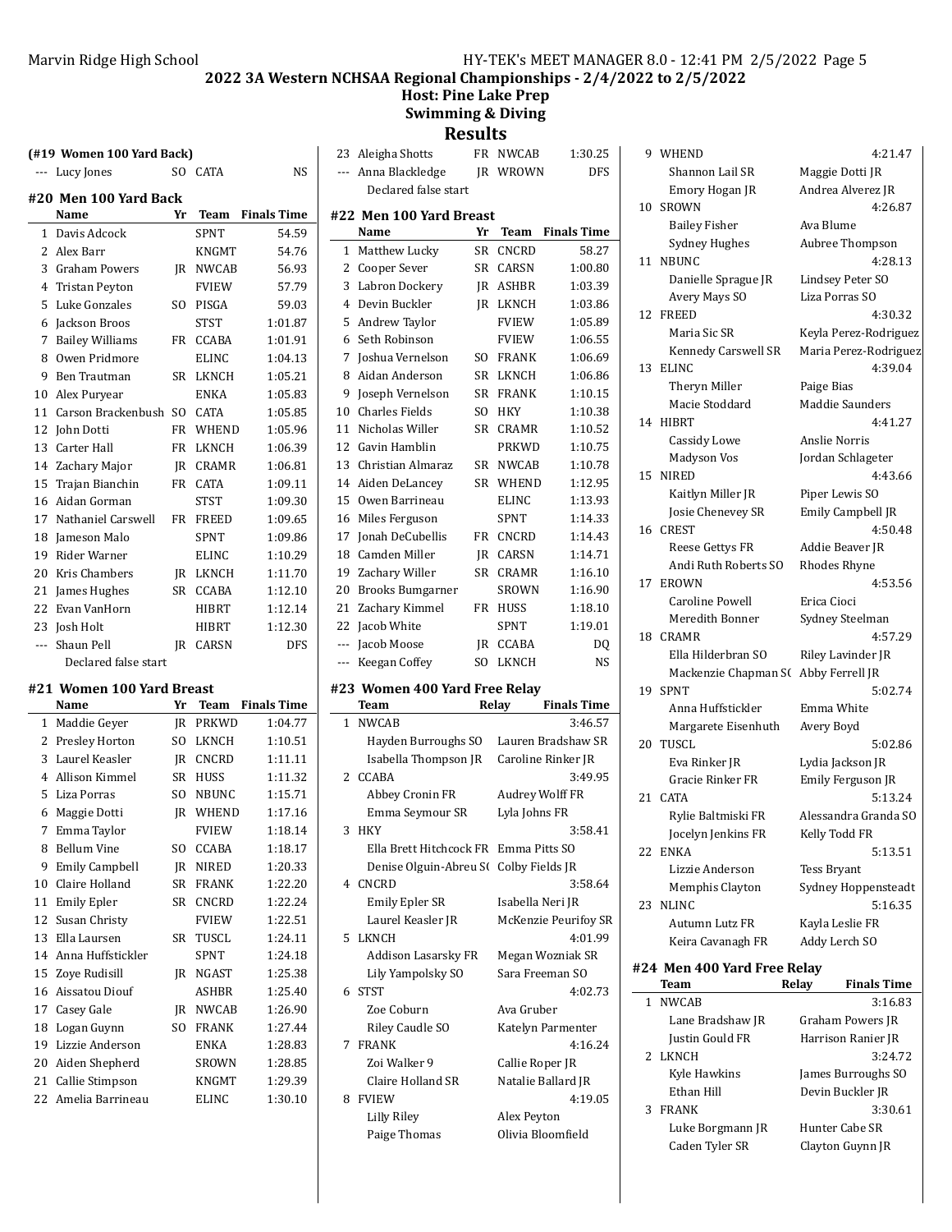# 2022 3A Western NCHSAA Regional Championships - 2/4/2022 to 2/5/2022

**Host: Pine Lake Prep**

**Swimming & Diving**

**Results**

### (#19 Women 100 Yard Back)

| Place | Name | Yr | Team | Finals Time |
|---|---|---|---|---|
| --- | Lucy Jones | SO | CATA | NS |

### #20 Men 100 Yard Back

| Place | Name | Yr | Team | Finals Time |
|---|---|---|---|---|
| 1 | Davis Adcock | | SPNT | 54.59 |
| 2 | Alex Barr | | KNGMT | 54.76 |
| 3 | Graham Powers | JR | NWCAB | 56.93 |
| 4 | Tristan Peyton | | FVIEW | 57.79 |
| 5 | Luke Gonzales | SO | PISGA | 59.03 |
| 6 | Jackson Broos | | STST | 1:01.87 |
| 7 | Bailey Williams | FR | CCABA | 1:01.91 |
| 8 | Owen Pridmore | | ELINC | 1:04.13 |
| 9 | Ben Trautman | SR | LKNCH | 1:05.21 |
| 10 | Alex Puryear | | ENKA | 1:05.83 |
| 11 | Carson Brackenbush | SO | CATA | 1:05.85 |
| 12 | John Dotti | FR | WHEND | 1:05.96 |
| 13 | Carter Hall | FR | LKNCH | 1:06.39 |
| 14 | Zachary Major | JR | CRAMR | 1:06.81 |
| 15 | Trajan Bianchin | FR | CATA | 1:09.11 |
| 16 | Aidan Gorman | | STST | 1:09.30 |
| 17 | Nathaniel Carswell | FR | FREED | 1:09.65 |
| 18 | Jameson Malo | | SPNT | 1:09.86 |
| 19 | Rider Warner | | ELINC | 1:10.29 |
| 20 | Kris Chambers | JR | LKNCH | 1:11.70 |
| 21 | James Hughes | SR | CCABA | 1:12.10 |
| 22 | Evan VanHorn | | HIBRT | 1:12.14 |
| 23 | Josh Holt | | HIBRT | 1:12.30 |
| --- | Shaun Pell | JR | CARSN | DFS |

Shaun Pell: Declared false start

### #21 Women 100 Yard Breast

| Place | Name | Yr | Team | Finals Time |
|---|---|---|---|---|
| 1 | Maddie Geyer | JR | PRKWD | 1:04.77 |
| 2 | Presley Horton | SO | LKNCH | 1:10.51 |
| 3 | Laurel Keasler | JR | CNCRD | 1:11.11 |
| 4 | Allison Kimmel | SR | HUSS | 1:11.32 |
| 5 | Liza Porras | SO | NBUNC | 1:15.71 |
| 6 | Maggie Dotti | JR | WHEND | 1:17.16 |
| 7 | Emma Taylor | | FVIEW | 1:18.14 |
| 8 | Bellum Vine | SO | CCABA | 1:18.17 |
| 9 | Emily Campbell | JR | NIRED | 1:20.33 |
| 10 | Claire Holland | SR | FRANK | 1:22.20 |
| 11 | Emily Epler | SR | CNCRD | 1:22.24 |
| 12 | Susan Christy | | FVIEW | 1:22.51 |
| 13 | Ella Laursen | SR | TUSCL | 1:24.11 |
| 14 | Anna Huffstickler | | SPNT | 1:24.18 |
| 15 | Zoye Rudisill | JR | NGAST | 1:25.38 |
| 16 | Aissatou Diouf | | ASHBR | 1:25.40 |
| 17 | Casey Gale | JR | NWCAB | 1:26.90 |
| 18 | Logan Guynn | SO | FRANK | 1:27.44 |
| 19 | Lizzie Anderson | | ENKA | 1:28.83 |
| 20 | Aiden Shepherd | | SROWN | 1:28.85 |
| 21 | Callie Stimpson | | KNGMT | 1:29.39 |
| 22 | Amelia Barrineau | | ELINC | 1:30.10 |
| 23 | Aleigha Shotts | FR | NWCAB | 1:30.25 |
| --- | Anna Blackledge | JR | WROWN | DFS |

Anna Blackledge: Declared false start

### #22 Men 100 Yard Breast

| Place | Name | Yr | Team | Finals Time |
|---|---|---|---|---|
| 1 | Matthew Lucky | SR | CNCRD | 58.27 |
| 2 | Cooper Sever | SR | CARSN | 1:00.80 |
| 3 | Labron Dockery | JR | ASHBR | 1:03.39 |
| 4 | Devin Buckler | JR | LKNCH | 1:03.86 |
| 5 | Andrew Taylor | | FVIEW | 1:05.89 |
| 6 | Seth Robinson | | FVIEW | 1:06.55 |
| 7 | Joshua Vernelson | SO | FRANK | 1:06.69 |
| 8 | Aidan Anderson | SR | LKNCH | 1:06.86 |
| 9 | Joseph Vernelson | SR | FRANK | 1:10.15 |
| 10 | Charles Fields | SO | HKY | 1:10.38 |
| 11 | Nicholas Willer | SR | CRAMR | 1:10.52 |
| 12 | Gavin Hamblin | | PRKWD | 1:10.75 |
| 13 | Christian Almaraz | SR | NWCAB | 1:10.78 |
| 14 | Aiden DeLancey | SR | WHEND | 1:12.95 |
| 15 | Owen Barrineau | | ELINC | 1:13.93 |
| 16 | Miles Ferguson | | SPNT | 1:14.33 |
| 17 | Jonah DeCubellis | FR | CNCRD | 1:14.43 |
| 18 | Camden Miller | JR | CARSN | 1:14.71 |
| 19 | Zachary Willer | SR | CRAMR | 1:16.10 |
| 20 | Brooks Bumgarner | | SROWN | 1:16.90 |
| 21 | Zachary Kimmel | FR | HUSS | 1:18.10 |
| 22 | Jacob White | | SPNT | 1:19.01 |
| --- | Jacob Moose | JR | CCABA | DQ |
| --- | Keegan Coffey | SO | LKNCH | NS |

### #23 Women 400 Yard Free Relay

| Place | Team | Relay | Finals Time |
|---|---|---|---|
| 1 | NWCAB | | 3:46.57 |
| | Hayden Burroughs SO | Lauren Bradshaw SR | |
| | Isabella Thompson JR | Caroline Rinker JR | |
| 2 | CCABA | | 3:49.95 |
| | Abbey Cronin FR | Audrey Wolff FR | |
| | Emma Seymour SR | Lyla Johns FR | |
| 3 | HKY | | 3:58.41 |
| | Ella Brett Hitchcock FR | Emma Pitts SO | |
| | Denise Olguin-Abreu S( | Colby Fields JR | |
| 4 | CNCRD | | 3:58.64 |
| | Emily Epler SR | Isabella Neri JR | |
| | Laurel Keasler JR | McKenzie Peurifoy SR | |
| 5 | LKNCH | | 4:01.99 |
| | Addison Lasarsky FR | Megan Wozniak SR | |
| | Lily Yampolsky SO | Sara Freeman SO | |
| 6 | STST | | 4:02.73 |
| | Zoe Coburn | Ava Gruber | |
| | Riley Caudle SO | Katelyn Parmenter | |
| 7 | FRANK | | 4:16.24 |
| | Zoi Walker 9 | Callie Roper JR | |
| | Claire Holland SR | Natalie Ballard JR | |
| 8 | FVIEW | | 4:19.05 |
| | Lilly Riley | Alex Peyton | |
| | Paige Thomas | Olivia Bloomfield | |
| 9 | WHEND | | 4:21.47 |
| | Shannon Lail SR | Maggie Dotti JR | |
| | Emory Hogan JR | Andrea Alverez JR | |
| 10 | SROWN | | 4:26.87 |
| | Bailey Fisher | Ava Blume | |
| | Sydney Hughes | Aubree Thompson | |
| 11 | NBUNC | | 4:28.13 |
| | Danielle Sprague JR | Lindsey Peter SO | |
| | Avery Mays SO | Liza Porras SO | |
| 12 | FREED | | 4:30.32 |
| | Maria Sic SR | Keyla Perez-Rodriguez | |
| | Kennedy Carswell SR | Maria Perez-Rodriguez | |
| 13 | ELINC | | 4:39.04 |
| | Theryn Miller | Paige Bias | |
| | Macie Stoddard | Maddie Saunders | |
| 14 | HIBRT | | 4:41.27 |
| | Cassidy Lowe | Anslie Norris | |
| | Madyson Vos | Jordan Schlageter | |
| 15 | NIRED | | 4:43.66 |
| | Kaitlyn Miller JR | Piper Lewis SO | |
| | Josie Chenevey SR | Emily Campbell JR | |
| 16 | CREST | | 4:50.48 |
| | Reese Gettys FR | Addie Beaver JR | |
| | Andi Ruth Roberts SO | Rhodes Rhyne | |
| 17 | EROWN | | 4:53.56 |
| | Caroline Powell | Erica Cioci | |
| | Meredith Bonner | Sydney Steelman | |
| 18 | CRAMR | | 4:57.29 |
| | Ella Hilderbran SO | Riley Lavinder JR | |
| | Mackenzie Chapman S( | Abby Ferrell JR | |
| 19 | SPNT | | 5:02.74 |
| | Anna Huffstickler | Emma White | |
| | Margarete Eisenhuth | Avery Boyd | |
| 20 | TUSCL | | 5:02.86 |
| | Eva Rinker JR | Lydia Jackson JR | |
| | Gracie Rinker FR | Emily Ferguson JR | |
| 21 | CATA | | 5:13.24 |
| | Rylie Baltmiski FR | Alessandra Granda SO | |
| | Jocelyn Jenkins FR | Kelly Todd FR | |
| 22 | ENKA | | 5:13.51 |
| | Lizzie Anderson | Tess Bryant | |
| | Memphis Clayton | Sydney Hoppensteadt | |
| 23 | NLINC | | 5:16.35 |
| | Autumn Lutz FR | Kayla Leslie FR | |
| | Keira Cavanagh FR | Addy Lerch SO | |

### #24 Men 400 Yard Free Relay

| Place | Team | Relay | Finals Time |
|---|---|---|---|
| 1 | NWCAB | | 3:16.83 |
| | Lane Bradshaw JR | Graham Powers JR | |
| | Justin Gould FR | Harrison Ranier JR | |
| 2 | LKNCH | | 3:24.72 |
| | Kyle Hawkins | James Burroughs SO | |
| | Ethan Hill | Devin Buckler JR | |
| 3 | FRANK | | 3:30.61 |
| | Luke Borgmann JR | Hunter Cabe SR | |
| | Caden Tyler SR | Clayton Guynn JR | |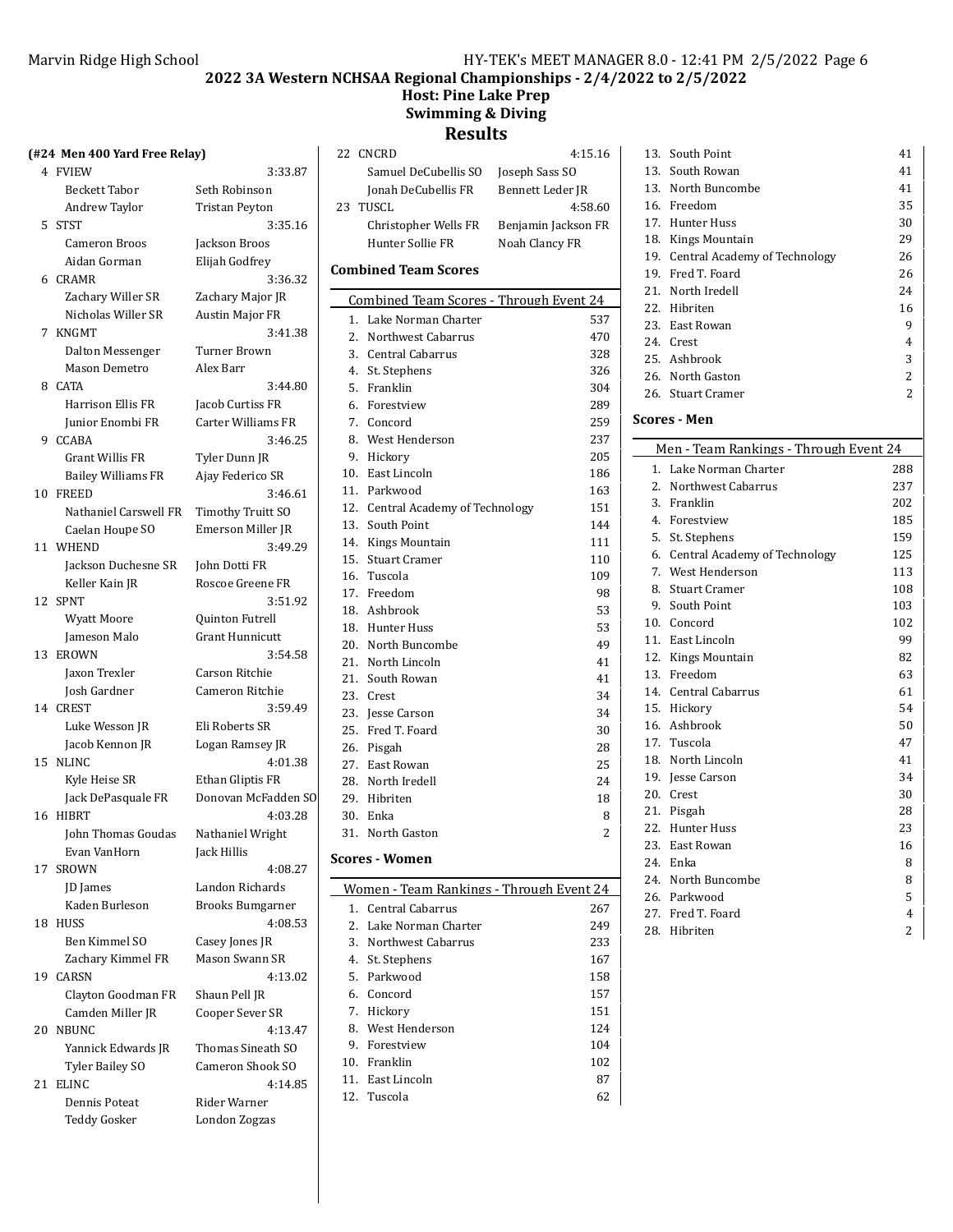# 2022 3A Western NCHSAA Regional Championships - 2/4/2022 to 2/5/2022

## Host: Pine Lake Prep

## Swimming & Diving

## Results

**(#24 Men 400 Yard Free Relay)**

| | | | |
|---|---|---|---|
| 4 | FVIEW | | 3:33.87 |
| | Beckett Tabor | Seth Robinson | |
| | Andrew Taylor | Tristan Peyton | |
| 5 | STST | | 3:35.16 |
| | Cameron Broos | Jackson Broos | |
| | Aidan Gorman | Elijah Godfrey | |
| 6 | CRAMR | | 3:36.32 |
| | Zachary Willer SR | Zachary Major JR | |
| | Nicholas Willer SR | Austin Major FR | |
| 7 | KNGMT | | 3:41.38 |
| | Dalton Messenger | Turner Brown | |
| | Mason Demetro | Alex Barr | |
| 8 | CATA | | 3:44.80 |
| | Harrison Ellis FR | Jacob Curtiss FR | |
| | Junior Enombi FR | Carter Williams FR | |
| 9 | CCABA | | 3:46.25 |
| | Grant Willis FR | Tyler Dunn JR | |
| | Bailey Williams FR | Ajay Federico SR | |
| 10 | FREED | | 3:46.61 |
| | Nathaniel Carswell FR | Timothy Truitt SO | |
| | Caelan Houpe SO | Emerson Miller JR | |
| 11 | WHEND | | 3:49.29 |
| | Jackson Duchesne SR | John Dotti FR | |
| | Keller Kain JR | Roscoe Greene FR | |
| 12 | SPNT | | 3:51.92 |
| | Wyatt Moore | Quinton Futrell | |
| | Jameson Malo | Grant Hunnicutt | |
| 13 | EROWN | | 3:54.58 |
| | Jaxon Trexler | Carson Ritchie | |
| | Josh Gardner | Cameron Ritchie | |
| 14 | CREST | | 3:59.49 |
| | Luke Wesson JR | Eli Roberts SR | |
| | Jacob Kennon JR | Logan Ramsey JR | |
| 15 | NLINC | | 4:01.38 |
| | Kyle Heise SR | Ethan Gliptis FR | |
| | Jack DePasquale FR | Donovan McFadden SO | |
| 16 | HIBRT | | 4:03.28 |
| | John Thomas Goudas | Nathaniel Wright | |
| | Evan VanHorn | Jack Hillis | |
| 17 | SROWN | | 4:08.27 |
| | JD James | Landon Richards | |
| | Kaden Burleson | Brooks Bumgarner | |
| 18 | HUSS | | 4:08.53 |
| | Ben Kimmel SO | Casey Jones JR | |
| | Zachary Kimmel FR | Mason Swann SR | |
| 19 | CARSN | | 4:13.02 |
| | Clayton Goodman FR | Shaun Pell JR | |
| | Camden Miller JR | Cooper Sever SR | |
| 20 | NBUNC | | 4:13.47 |
| | Yannick Edwards JR | Thomas Sineath SO | |
| | Tyler Bailey SO | Cameron Shook SO | |
| 21 | ELINC | | 4:14.85 |
| | Dennis Poteat | Rider Warner | |
| | Teddy Gosker | London Zogzas | |
| 22 | CNCRD | | 4:15.16 |
| | Samuel DeCubellis SO | Joseph Sass SO | |
| | Jonah DeCubellis FR | Bennett Leder JR | |
| 23 | TUSCL | | 4:58.60 |
| | Christopher Wells FR | Benjamin Jackson FR | |
| | Hunter Sollie FR | Noah Clancy FR | |

### Combined Team Scores

Combined Team Scores - Through Event 24

| | | |
|---|---|---|
| 1. | Lake Norman Charter | 537 |
| 2. | Northwest Cabarrus | 470 |
| 3. | Central Cabarrus | 328 |
| 4. | St. Stephens | 326 |
| 5. | Franklin | 304 |
| 6. | Forestview | 289 |
| 7. | Concord | 259 |
| 8. | West Henderson | 237 |
| 9. | Hickory | 205 |
| 10. | East Lincoln | 186 |
| 11. | Parkwood | 163 |
| 12. | Central Academy of Technology | 151 |
| 13. | South Point | 144 |
| 14. | Kings Mountain | 111 |
| 15. | Stuart Cramer | 110 |
| 16. | Tuscola | 109 |
| 17. | Freedom | 98 |
| 18. | Ashbrook | 53 |
| 18. | Hunter Huss | 53 |
| 20. | North Buncombe | 49 |
| 21. | North Lincoln | 41 |
| 21. | South Rowan | 41 |
| 23. | Crest | 34 |
| 23. | Jesse Carson | 34 |
| 25. | Fred T. Foard | 30 |
| 26. | Pisgah | 28 |
| 27. | East Rowan | 25 |
| 28. | North Iredell | 24 |
| 29. | Hibriten | 18 |
| 30. | Enka | 8 |
| 31. | North Gaston | 2 |

### Scores - Women

Women - Team Rankings - Through Event 24

| | | |
|---|---|---|
| 1. | Central Cabarrus | 267 |
| 2. | Lake Norman Charter | 249 |
| 3. | Northwest Cabarrus | 233 |
| 4. | St. Stephens | 167 |
| 5. | Parkwood | 158 |
| 6. | Concord | 157 |
| 7. | Hickory | 151 |
| 8. | West Henderson | 124 |
| 9. | Forestview | 104 |
| 10. | Franklin | 102 |
| 11. | East Lincoln | 87 |
| 12. | Tuscola | 62 |
| 13. | South Point | 41 |
| 13. | South Rowan | 41 |
| 13. | North Buncombe | 41 |
| 16. | Freedom | 35 |
| 17. | Hunter Huss | 30 |
| 18. | Kings Mountain | 29 |
| 19. | Central Academy of Technology | 26 |
| 19. | Fred T. Foard | 26 |
| 21. | North Iredell | 24 |
| 22. | Hibriten | 16 |
| 23. | East Rowan | 9 |
| 24. | Crest | 4 |
| 25. | Ashbrook | 3 |
| 26. | North Gaston | 2 |
| 26. | Stuart Cramer | 2 |

### Scores - Men

Men - Team Rankings - Through Event 24

| | | |
|---|---|---|
| 1. | Lake Norman Charter | 288 |
| 2. | Northwest Cabarrus | 237 |
| 3. | Franklin | 202 |
| 4. | Forestview | 185 |
| 5. | St. Stephens | 159 |
| 6. | Central Academy of Technology | 125 |
| 7. | West Henderson | 113 |
| 8. | Stuart Cramer | 108 |
| 9. | South Point | 103 |
| 10. | Concord | 102 |
| 11. | East Lincoln | 99 |
| 12. | Kings Mountain | 82 |
| 13. | Freedom | 63 |
| 14. | Central Cabarrus | 61 |
| 15. | Hickory | 54 |
| 16. | Ashbrook | 50 |
| 17. | Tuscola | 47 |
| 18. | North Lincoln | 41 |
| 19. | Jesse Carson | 34 |
| 20. | Crest | 30 |
| 21. | Pisgah | 28 |
| 22. | Hunter Huss | 23 |
| 23. | East Rowan | 16 |
| 24. | Enka | 8 |
| 24. | North Buncombe | 8 |
| 26. | Parkwood | 5 |
| 27. | Fred T. Foard | 4 |
| 28. | Hibriten | 2 |